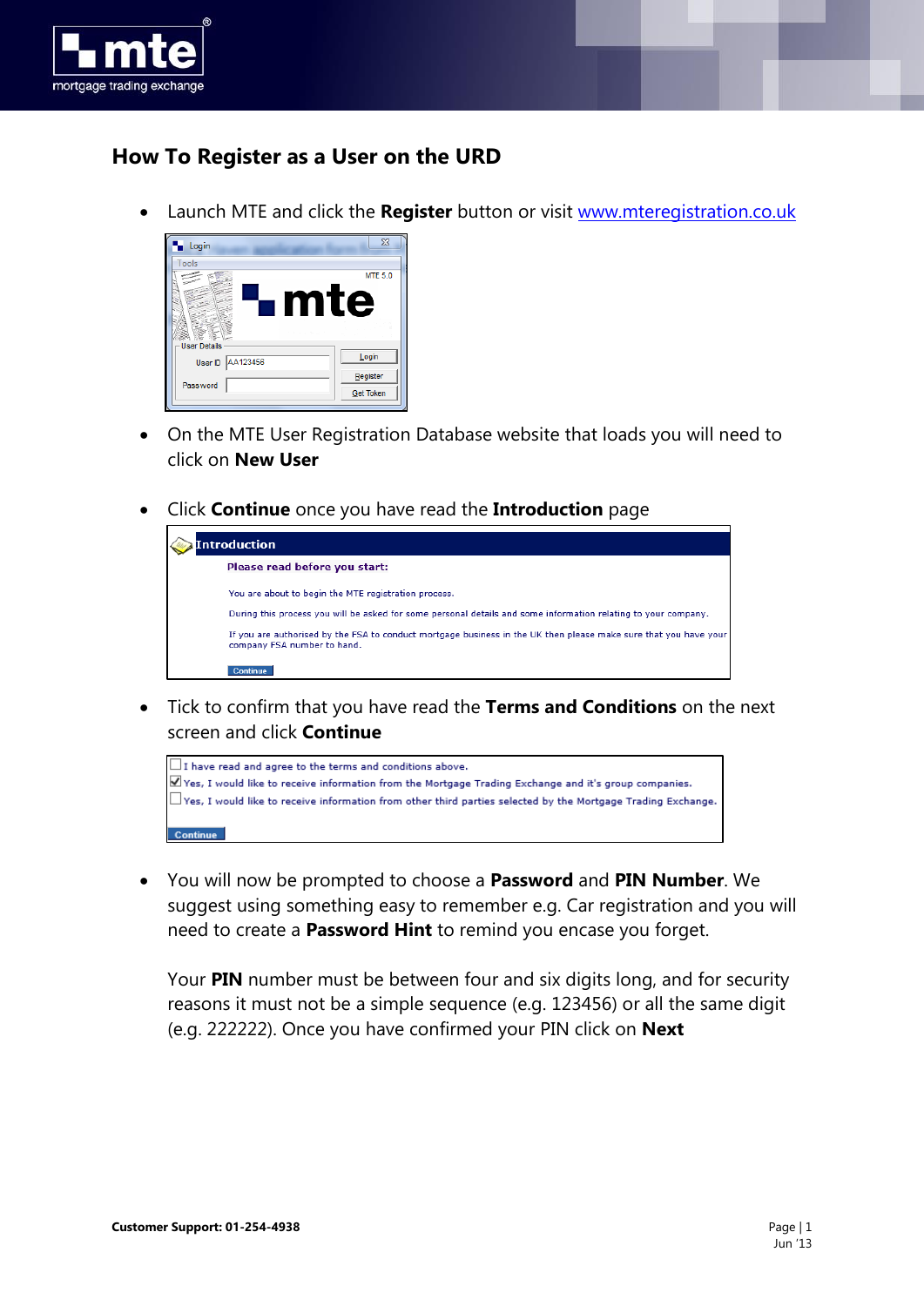## How To Register as a User on the URD

- Launch MTE and click the **Register** button or visit [www.mteregistration.co.uk](http://www.mteregistration.co.uk)

- On the MTE User Registration Database website that loads you will need to click on **New User**

- Click **Continue** once you have read the **Introduction** page

- Tick to confirm that you have read the **Terms and Conditions** on the next screen and click **Continue**

- You will now be prompted to choose a **Password** and **PIN Number**. We suggest using something easy to remember e.g. Car registration and you will need to create a **Password Hint** to remind you encase you forget.

  Your **PIN** number must be between four and six digits long, and for security reasons it must not be a simple sequence (e.g. 123456) or all the same digit (e.g. 222222). Once you have confirmed your PIN click on **Next**

**Customer Support: 01-254-4938**

Jun '13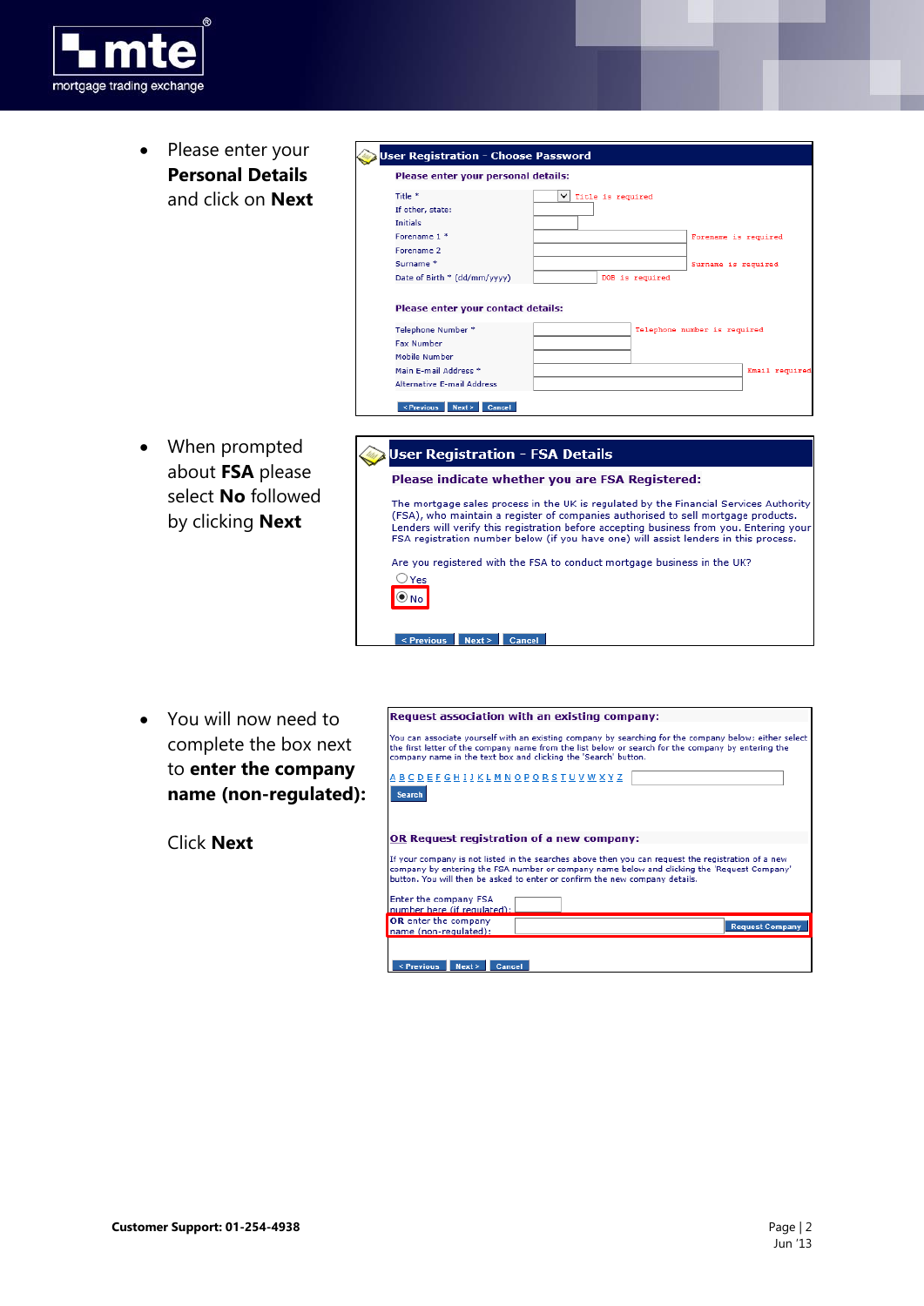- Please enter your **Personal Details** and click on **Next**

**User Registration - Choose Password**

**Please enter your personal details:**

Title * — Title is required
If other, state:
Initials
Forename 1 * — Forename is required
Forename 2
Surname * — Surname is required
Date of Birth * (dd/mm/yyyy) — DOB is required

**Please enter your contact details:**

Telephone Number * — Telephone number is required
Fax Number
Mobile Number
Main E-mail Address * — Email required
Alternative E-mail Address

< Previous | Next > | Cancel

- When prompted about **FSA** please select **No** followed by clicking **Next**

**User Registration - FSA Details**

**Please indicate whether you are FSA Registered:**

The mortgage sales process in the UK is regulated by the Financial Services Authority (FSA), who maintain a register of companies authorised to sell mortgage products. Lenders will verify this registration before accepting business from you. Entering your FSA registration number below (if you have one) will assist lenders in this process.

Are you registered with the FSA to conduct mortgage business in the UK?

- Yes
- No

< Previous | Next > | Cancel

- You will now need to complete the box next to **enter the company name (non-regulated):**

  Click **Next**

**Request association with an existing company:**

You can associate yourself with an existing company by searching for the company below: either select the first letter of the company name from the list below or search for the company by entering the company name in the text box and clicking the 'Search' button.

A B C D E F G H I J K L M N O P Q R S T U V W X Y Z

Search

**OR Request registration of a new company:**

If your company is not listed in the searches above then you can request the registration of a new company by entering the FSA number or company name below and clicking the 'Request Company' button. You will then be asked to enter or confirm the new company details.

Enter the company FSA number here (if regulated):

**OR** enter the company name (non-regulated): — Request Company

< Previous | Next > | Cancel

**Customer Support: 01-254-4938**

Jun '13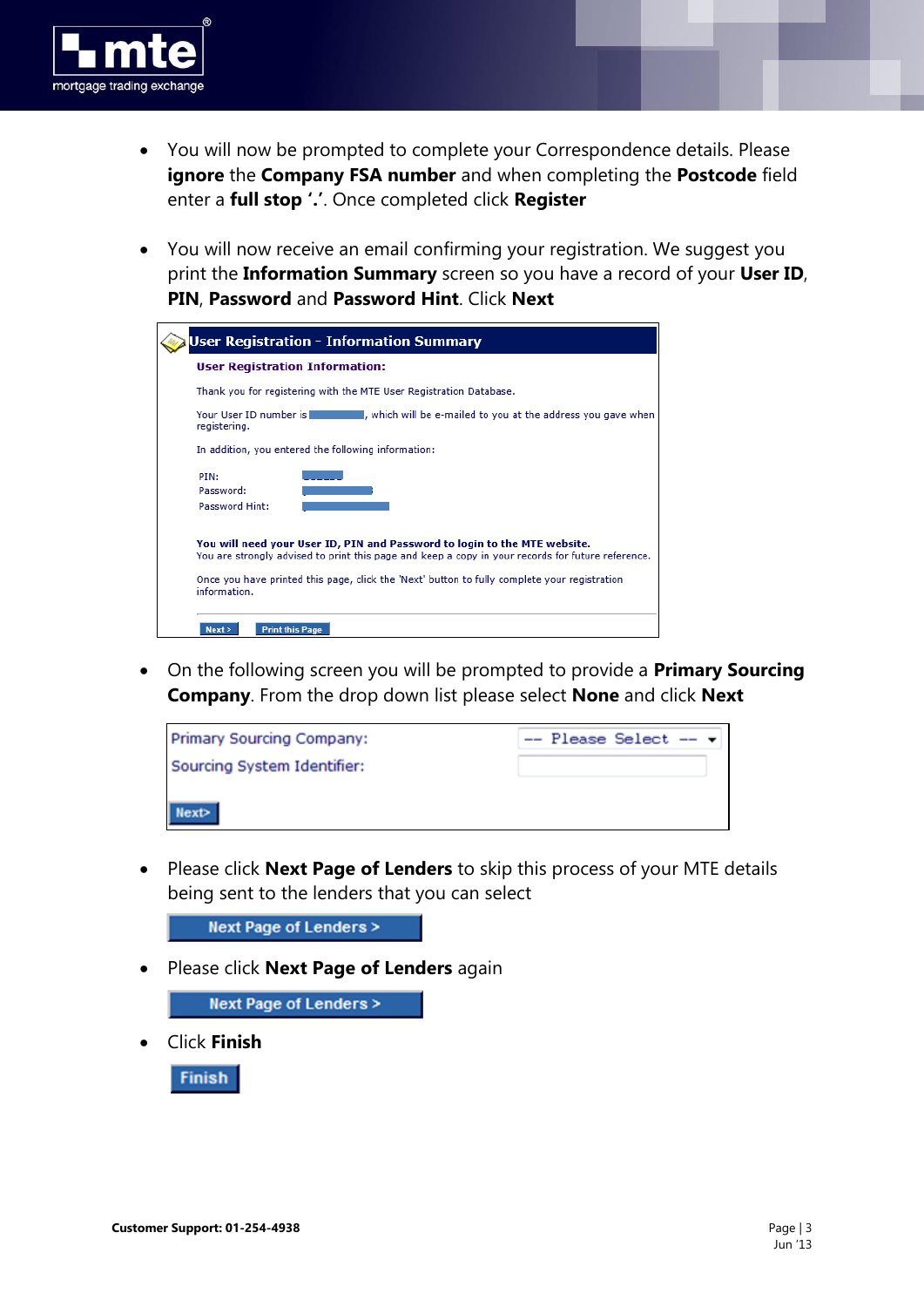- You will now be prompted to complete your Correspondence details. Please **ignore** the **Company FSA number** and when completing the **Postcode** field enter a **full stop '.'**. Once completed click **Register**

- You will now receive an email confirming your registration. We suggest you print the **Information Summary** screen so you have a record of your **User ID**, **PIN**, **Password** and **Password Hint**. Click **Next**

**User Registration - Information Summary**

**User Registration Information:**

Thank you for registering with the MTE User Registration Database.

Your User ID number is ________, which will be e-mailed to you at the address you gave when registering.

In addition, you entered the following information:

PIN:
Password:
Password Hint:

**You will need your User ID, PIN and Password to login to the MTE website.**
You are strongly advised to print this page and keep a copy in your records for future reference.

Once you have printed this page, click the 'Next' button to fully complete your registration information.

Next > | Print this Page

- On the following screen you will be prompted to provide a **Primary Sourcing Company**. From the drop down list please select **None** and click **Next**

Primary Sourcing Company: -- Please Select --
Sourcing System Identifier:

Next>

- Please click **Next Page of Lenders** to skip this process of your MTE details being sent to the lenders that you can select

Next Page of Lenders >

- Please click **Next Page of Lenders** again

Next Page of Lenders >

- Click **Finish**

Finish

**Customer Support: 01-254-4938**